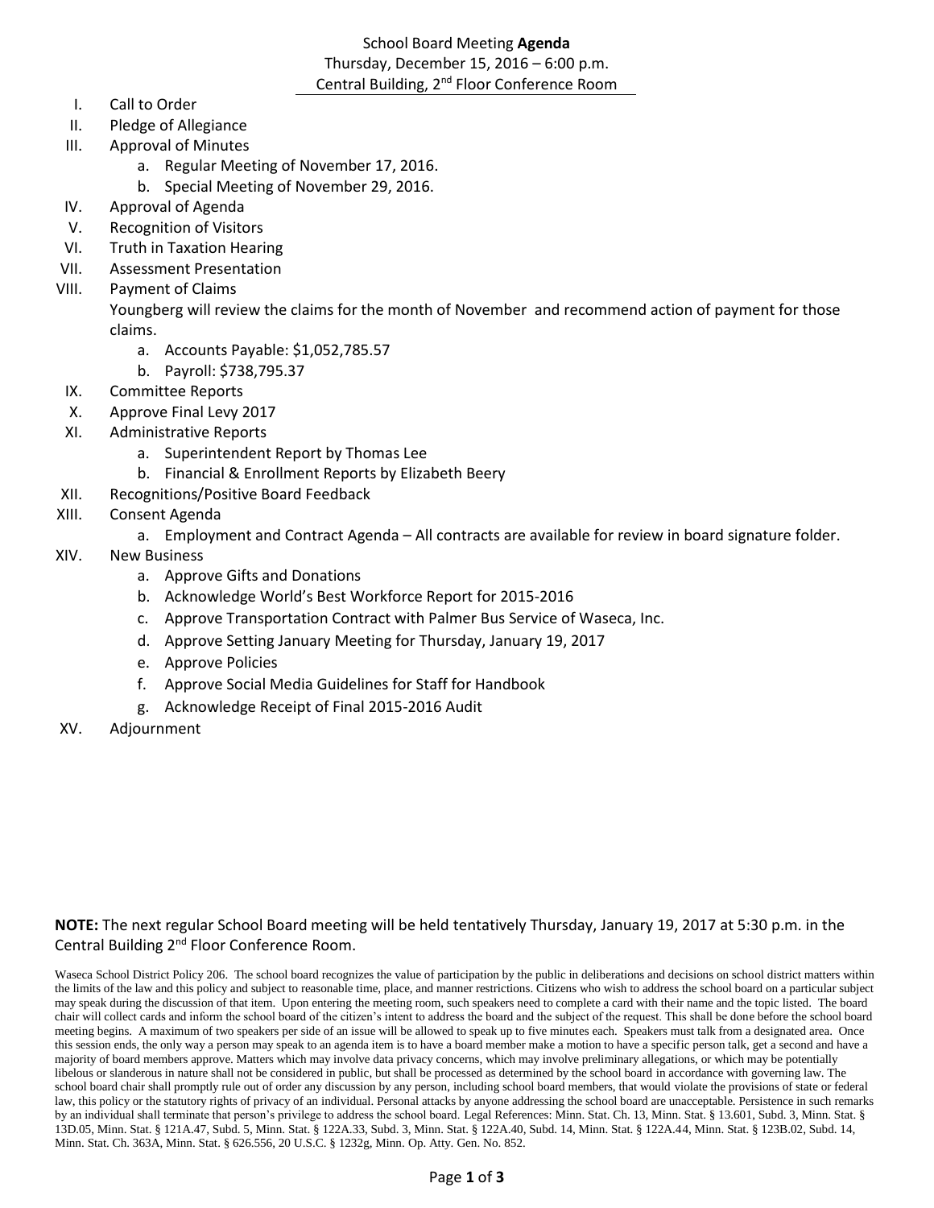# School Board Meeting **Agenda**

Thursday, December 15, 2016 – 6:00 p.m.

Central Building, 2nd Floor Conference Room

I. Call to Order

II. Pledge of Allegiance

III. Approval of Minutes
   a. Regular Meeting of November 17, 2016.
   b. Special Meeting of November 29, 2016.

IV. Approval of Agenda

V. Recognition of Visitors

VI. Truth in Taxation Hearing

VII. Assessment Presentation

VIII. Payment of Claims

Youngberg will review the claims for the month of November and recommend action of payment for those claims.
   a. Accounts Payable: $1,052,785.57
   b. Payroll: $738,795.37

IX. Committee Reports

X. Approve Final Levy 2017

XI. Administrative Reports
   a. Superintendent Report by Thomas Lee
   b. Financial & Enrollment Reports by Elizabeth Beery

XII. Recognitions/Positive Board Feedback

XIII. Consent Agenda
   a. Employment and Contract Agenda – All contracts are available for review in board signature folder.

XIV. New Business
   a. Approve Gifts and Donations
   b. Acknowledge World's Best Workforce Report for 2015-2016
   c. Approve Transportation Contract with Palmer Bus Service of Waseca, Inc.
   d. Approve Setting January Meeting for Thursday, January 19, 2017
   e. Approve Policies
   f. Approve Social Media Guidelines for Staff for Handbook
   g. Acknowledge Receipt of Final 2015-2016 Audit

XV. Adjournment

**NOTE:** The next regular School Board meeting will be held tentatively Thursday, January 19, 2017 at 5:30 p.m. in the Central Building 2nd Floor Conference Room.

Waseca School District Policy 206. The school board recognizes the value of participation by the public in deliberations and decisions on school district matters within the limits of the law and this policy and subject to reasonable time, place, and manner restrictions. Citizens who wish to address the school board on a particular subject may speak during the discussion of that item. Upon entering the meeting room, such speakers need to complete a card with their name and the topic listed. The board chair will collect cards and inform the school board of the citizen's intent to address the board and the subject of the request. This shall be done before the school board meeting begins. A maximum of two speakers per side of an issue will be allowed to speak up to five minutes each. Speakers must talk from a designated area. Once this session ends, the only way a person may speak to an agenda item is to have a board member make a motion to have a specific person talk, get a second and have a majority of board members approve. Matters which may involve data privacy concerns, which may involve preliminary allegations, or which may be potentially libelous or slanderous in nature shall not be considered in public, but shall be processed as determined by the school board in accordance with governing law. The school board chair shall promptly rule out of order any discussion by any person, including school board members, that would violate the provisions of state or federal law, this policy or the statutory rights of privacy of an individual. Personal attacks by anyone addressing the school board are unacceptable. Persistence in such remarks by an individual shall terminate that person's privilege to address the school board. Legal References: Minn. Stat. Ch. 13, Minn. Stat. § 13.601, Subd. 3, Minn. Stat. § 13D.05, Minn. Stat. § 121A.47, Subd. 5, Minn. Stat. § 122A.33, Subd. 3, Minn. Stat. § 122A.40, Subd. 14, Minn. Stat. § 122A.44, Minn. Stat. § 123B.02, Subd. 14, Minn. Stat. Ch. 363A, Minn. Stat. § 626.556, 20 U.S.C. § 1232g, Minn. Op. Atty. Gen. No. 852.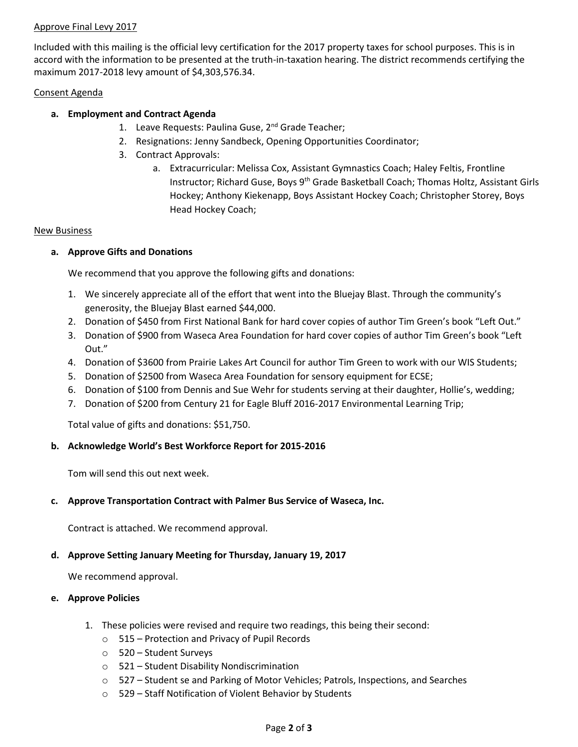Approve Final Levy 2017

Included with this mailing is the official levy certification for the 2017 property taxes for school purposes. This is in accord with the information to be presented at the truth-in-taxation hearing. The district recommends certifying the maximum 2017-2018 levy amount of $4,303,576.34.

Consent Agenda

**a. Employment and Contract Agenda**

1. Leave Requests: Paulina Guse, 2nd Grade Teacher;
2. Resignations: Jenny Sandbeck, Opening Opportunities Coordinator;
3. Contract Approvals:
    a. Extracurricular: Melissa Cox, Assistant Gymnastics Coach; Haley Feltis, Frontline Instructor; Richard Guse, Boys 9th Grade Basketball Coach; Thomas Holtz, Assistant Girls Hockey; Anthony Kiekenapp, Boys Assistant Hockey Coach; Christopher Storey, Boys Head Hockey Coach;

New Business

**a. Approve Gifts and Donations**

We recommend that you approve the following gifts and donations:

1. We sincerely appreciate all of the effort that went into the Bluejay Blast. Through the community's generosity, the Bluejay Blast earned $44,000.
2. Donation of $450 from First National Bank for hard cover copies of author Tim Green's book "Left Out."
3. Donation of $900 from Waseca Area Foundation for hard cover copies of author Tim Green's book "Left Out."
4. Donation of $3600 from Prairie Lakes Art Council for author Tim Green to work with our WIS Students;
5. Donation of $2500 from Waseca Area Foundation for sensory equipment for ECSE;
6. Donation of $100 from Dennis and Sue Wehr for students serving at their daughter, Hollie's, wedding;
7. Donation of $200 from Century 21 for Eagle Bluff 2016-2017 Environmental Learning Trip;

Total value of gifts and donations: $51,750.

**b. Acknowledge World's Best Workforce Report for 2015-2016**

Tom will send this out next week.

**c. Approve Transportation Contract with Palmer Bus Service of Waseca, Inc.**

Contract is attached. We recommend approval.

**d. Approve Setting January Meeting for Thursday, January 19, 2017**

We recommend approval.

**e. Approve Policies**

1. These policies were revised and require two readings, this being their second:
    - 515 – Protection and Privacy of Pupil Records
    - 520 – Student Surveys
    - 521 – Student Disability Nondiscrimination
    - 527 – Student se and Parking of Motor Vehicles; Patrols, Inspections, and Searches
    - 529 – Staff Notification of Violent Behavior by Students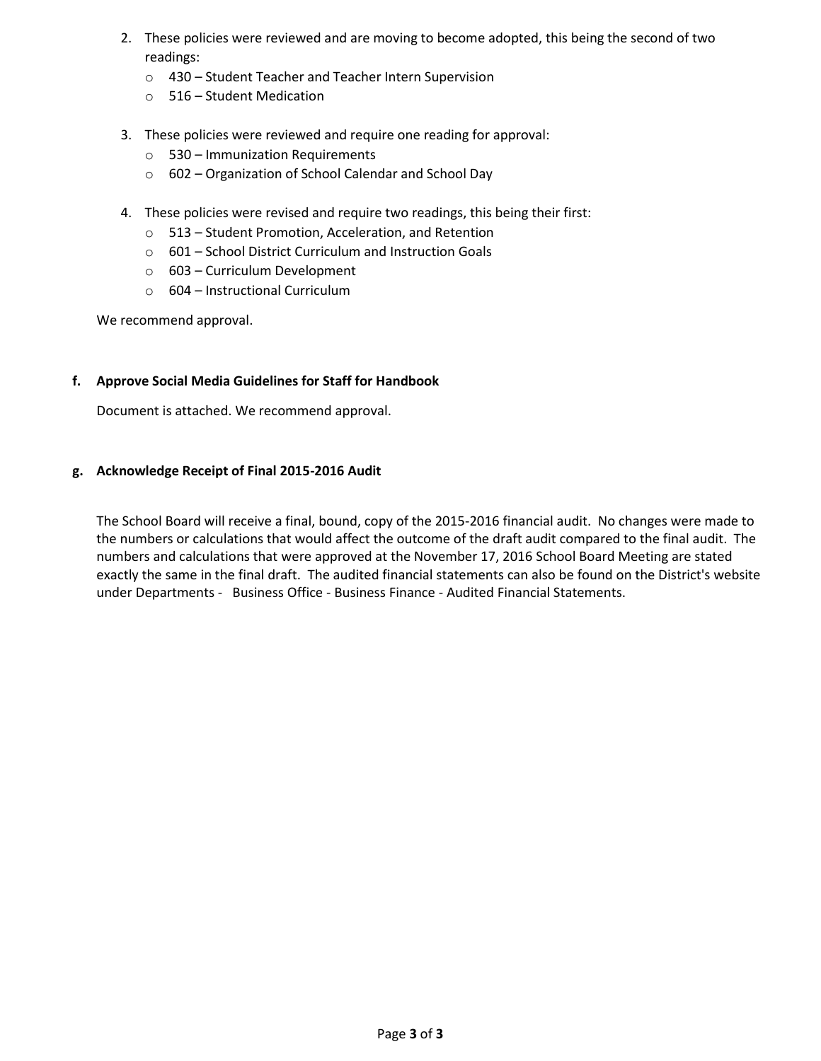2. These policies were reviewed and are moving to become adopted, this being the second of two readings:
   - 430 – Student Teacher and Teacher Intern Supervision
   - 516 – Student Medication

3. These policies were reviewed and require one reading for approval:
   - 530 – Immunization Requirements
   - 602 – Organization of School Calendar and School Day

4. These policies were revised and require two readings, this being their first:
   - 513 – Student Promotion, Acceleration, and Retention
   - 601 – School District Curriculum and Instruction Goals
   - 603 – Curriculum Development
   - 604 – Instructional Curriculum

We recommend approval.

**f. Approve Social Media Guidelines for Staff for Handbook**

Document is attached. We recommend approval.

**g. Acknowledge Receipt of Final 2015-2016 Audit**

The School Board will receive a final, bound, copy of the 2015-2016 financial audit. No changes were made to the numbers or calculations that would affect the outcome of the draft audit compared to the final audit. The numbers and calculations that were approved at the November 17, 2016 School Board Meeting are stated exactly the same in the final draft. The audited financial statements can also be found on the District's website under Departments - Business Office - Business Finance - Audited Financial Statements.